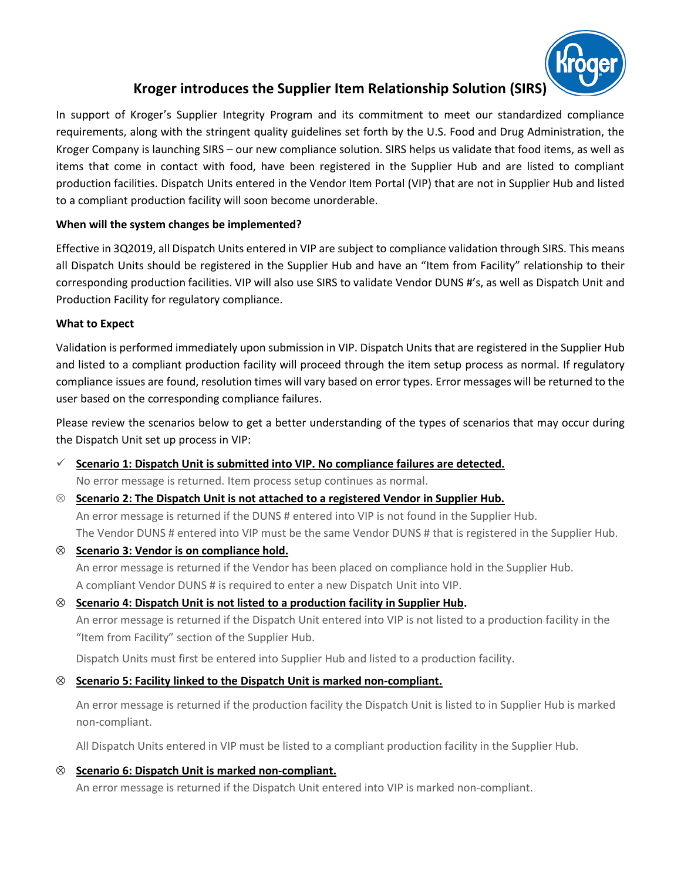# Kroger introduces the Supplier Item Relationship Solution (SIRS)

In support of Kroger's Supplier Integrity Program and its commitment to meet our standardized compliance requirements, along with the stringent quality guidelines set forth by the U.S. Food and Drug Administration, the Kroger Company is launching SIRS – our new compliance solution. SIRS helps us validate that food items, as well as items that come in contact with food, have been registered in the Supplier Hub and are listed to compliant production facilities. Dispatch Units entered in the Vendor Item Portal (VIP) that are not in Supplier Hub and listed to a compliant production facility will soon become unorderable.

**When will the system changes be implemented?**

Effective in 3Q2019, all Dispatch Units entered in VIP are subject to compliance validation through SIRS. This means all Dispatch Units should be registered in the Supplier Hub and have an "Item from Facility" relationship to their corresponding production facilities. VIP will also use SIRS to validate Vendor DUNS #'s, as well as Dispatch Unit and Production Facility for regulatory compliance.

**What to Expect**

Validation is performed immediately upon submission in VIP. Dispatch Units that are registered in the Supplier Hub and listed to a compliant production facility will proceed through the item setup process as normal. If regulatory compliance issues are found, resolution times will vary based on error types. Error messages will be returned to the user based on the corresponding compliance failures.

Please review the scenarios below to get a better understanding of the types of scenarios that may occur during the Dispatch Unit set up process in VIP:

- ✓ **Scenario 1: Dispatch Unit is submitted into VIP. No compliance failures are detected.**
  No error message is returned. Item process setup continues as normal.
- ⊗ **Scenario 2: The Dispatch Unit is not attached to a registered Vendor in Supplier Hub.**
  An error message is returned if the DUNS # entered into VIP is not found in the Supplier Hub.
  The Vendor DUNS # entered into VIP must be the same Vendor DUNS # that is registered in the Supplier Hub.
- ⊗ **Scenario 3: Vendor is on compliance hold.**
  An error message is returned if the Vendor has been placed on compliance hold in the Supplier Hub.
  A compliant Vendor DUNS # is required to enter a new Dispatch Unit into VIP.
- ⊗ **Scenario 4: Dispatch Unit is not listed to a production facility in Supplier Hub.**
  An error message is returned if the Dispatch Unit entered into VIP is not listed to a production facility in the "Item from Facility" section of the Supplier Hub.

  Dispatch Units must first be entered into Supplier Hub and listed to a production facility.
- ⊗ **Scenario 5: Facility linked to the Dispatch Unit is marked non-compliant.**

  An error message is returned if the production facility the Dispatch Unit is listed to in Supplier Hub is marked non-compliant.

  All Dispatch Units entered in VIP must be listed to a compliant production facility in the Supplier Hub.
- ⊗ **Scenario 6: Dispatch Unit is marked non-compliant.**
  An error message is returned if the Dispatch Unit entered into VIP is marked non-compliant.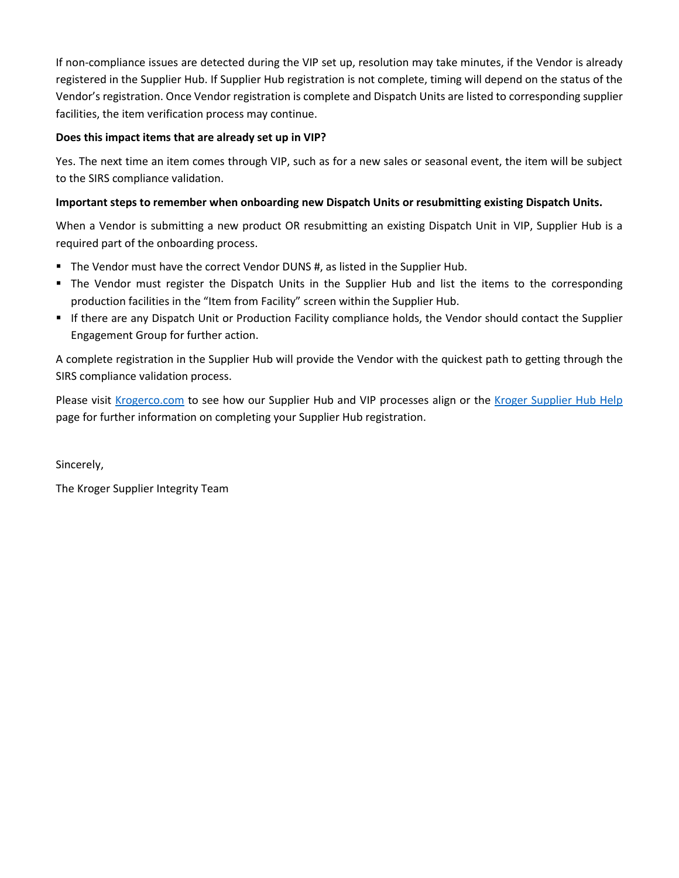If non-compliance issues are detected during the VIP set up, resolution may take minutes, if the Vendor is already registered in the Supplier Hub. If Supplier Hub registration is not complete, timing will depend on the status of the Vendor's registration. Once Vendor registration is complete and Dispatch Units are listed to corresponding supplier facilities, the item verification process may continue.

**Does this impact items that are already set up in VIP?**

Yes. The next time an item comes through VIP, such as for a new sales or seasonal event, the item will be subject to the SIRS compliance validation.

**Important steps to remember when onboarding new Dispatch Units or resubmitting existing Dispatch Units.**

When a Vendor is submitting a new product OR resubmitting an existing Dispatch Unit in VIP, Supplier Hub is a required part of the onboarding process.

- The Vendor must have the correct Vendor DUNS #, as listed in the Supplier Hub.
- The Vendor must register the Dispatch Units in the Supplier Hub and list the items to the corresponding production facilities in the "Item from Facility" screen within the Supplier Hub.
- If there are any Dispatch Unit or Production Facility compliance holds, the Vendor should contact the Supplier Engagement Group for further action.

A complete registration in the Supplier Hub will provide the Vendor with the quickest path to getting through the SIRS compliance validation process.

Please visit Krogerco.com to see how our Supplier Hub and VIP processes align or the Kroger Supplier Hub Help page for further information on completing your Supplier Hub registration.

Sincerely,

The Kroger Supplier Integrity Team